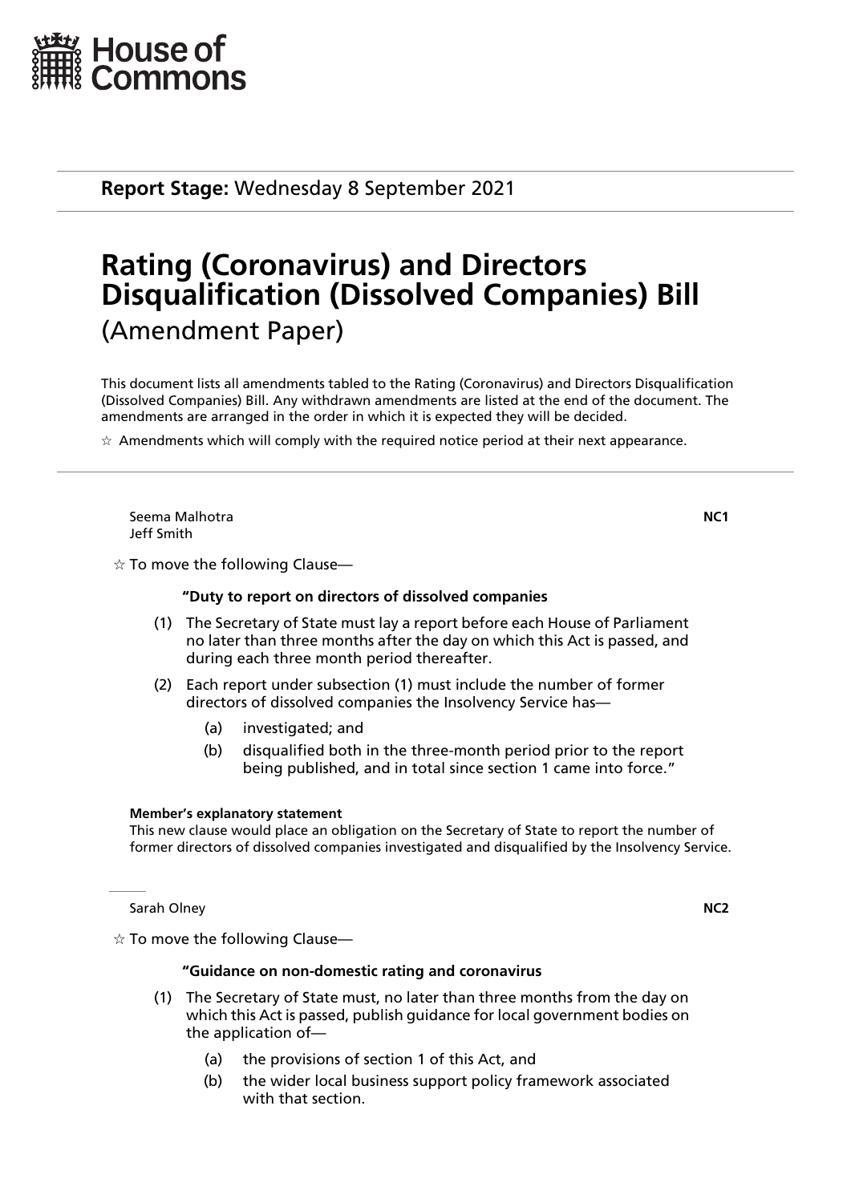House of Commons

**Report Stage:** Wednesday 8 September 2021

# Rating (Coronavirus) and Directors Disqualification (Dissolved Companies) Bill

## (Amendment Paper)

This document lists all amendments tabled to the Rating (Coronavirus) and Directors Disqualification (Dissolved Companies) Bill. Any withdrawn amendments are listed at the end of the document. The amendments are arranged in the order in which it is expected they will be decided.

☆ Amendments which will comply with the required notice period at their next appearance.

---

Seema Malhotra
Jeff Smith

**NC1**

☆ To move the following Clause—

**"Duty to report on directors of dissolved companies**

(1) The Secretary of State must lay a report before each House of Parliament no later than three months after the day on which this Act is passed, and during each three month period thereafter.

(2) Each report under subsection (1) must include the number of former directors of dissolved companies the Insolvency Service has—

(a) investigated; and

(b) disqualified both in the three-month period prior to the report being published, and in total since section 1 came into force."

**Member's explanatory statement**
This new clause would place an obligation on the Secretary of State to report the number of former directors of dissolved companies investigated and disqualified by the Insolvency Service.

---

Sarah Olney

**NC2**

☆ To move the following Clause—

**"Guidance on non-domestic rating and coronavirus**

(1) The Secretary of State must, no later than three months from the day on which this Act is passed, publish guidance for local government bodies on the application of—

(a) the provisions of section 1 of this Act, and

(b) the wider local business support policy framework associated with that section.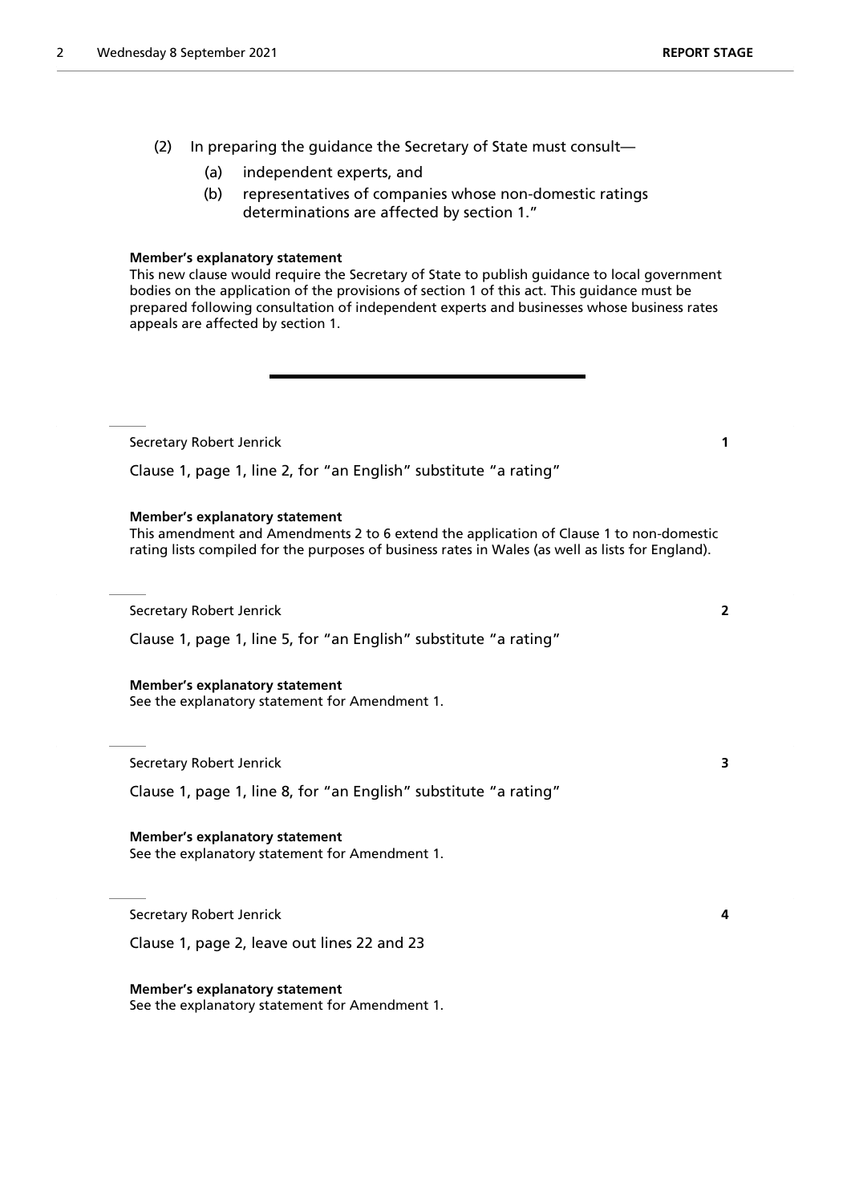(2) In preparing the guidance the Secretary of State must consult—

(a) independent experts, and

(b) representatives of companies whose non-domestic ratings determinations are affected by section 1."

**Member's explanatory statement**

This new clause would require the Secretary of State to publish guidance to local government bodies on the application of the provisions of section 1 of this act. This guidance must be prepared following consultation of independent experts and businesses whose business rates appeals are affected by section 1.

---

Secretary Robert Jenrick **1**

Clause 1, page 1, line 2, for "an English" substitute "a rating"

**Member's explanatory statement**

This amendment and Amendments 2 to 6 extend the application of Clause 1 to non-domestic rating lists compiled for the purposes of business rates in Wales (as well as lists for England).

---

Secretary Robert Jenrick **2**

Clause 1, page 1, line 5, for "an English" substitute "a rating"

**Member's explanatory statement**

See the explanatory statement for Amendment 1.

---

Secretary Robert Jenrick **3**

Clause 1, page 1, line 8, for "an English" substitute "a rating"

**Member's explanatory statement**

See the explanatory statement for Amendment 1.

---

Secretary Robert Jenrick **4**

Clause 1, page 2, leave out lines 22 and 23

**Member's explanatory statement**

See the explanatory statement for Amendment 1.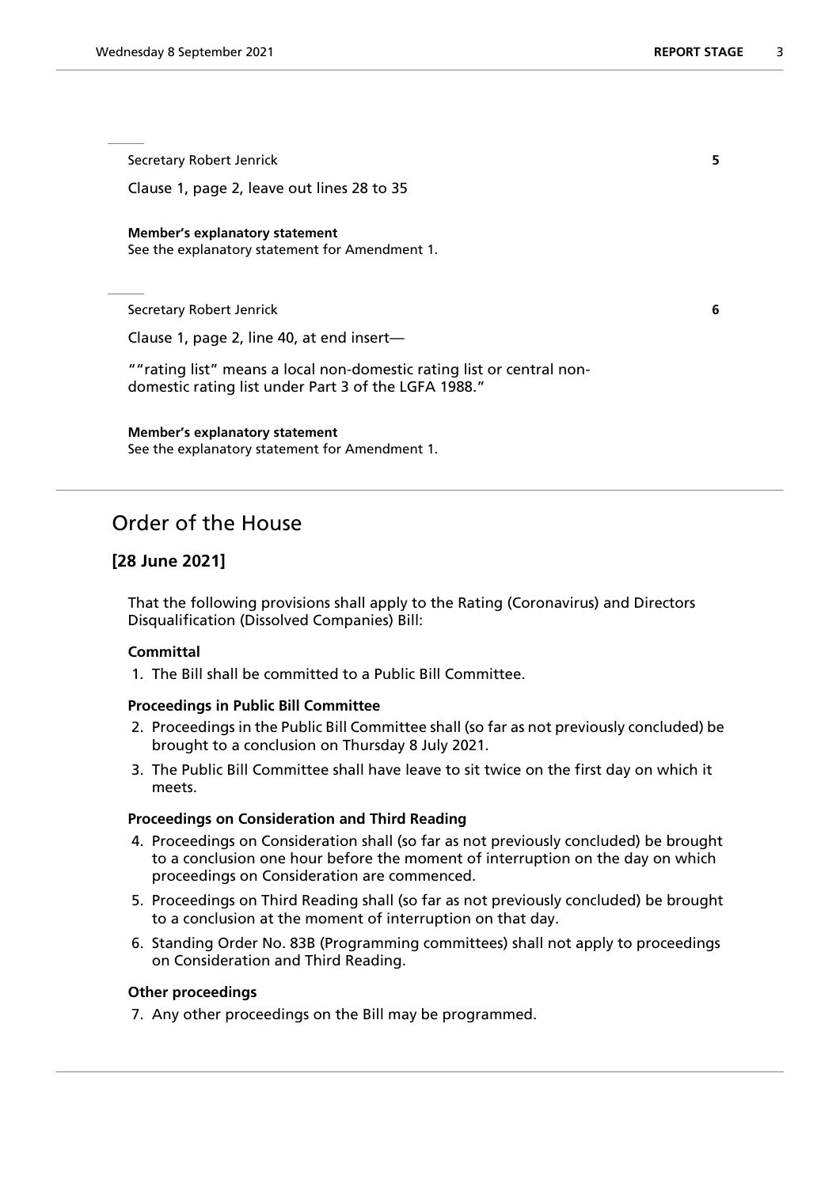Secretary Robert Jenrick **5**

Clause 1, page 2, leave out lines 28 to 35

**Member's explanatory statement**
See the explanatory statement for Amendment 1.

Secretary Robert Jenrick **6**

Clause 1, page 2, line 40, at end insert—

""rating list" means a local non-domestic rating list or central non-domestic rating list under Part 3 of the LGFA 1988."

**Member's explanatory statement**
See the explanatory statement for Amendment 1.

## Order of the House

### [28 June 2021]

That the following provisions shall apply to the Rating (Coronavirus) and Directors Disqualification (Dissolved Companies) Bill:

**Committal**

1. The Bill shall be committed to a Public Bill Committee.

**Proceedings in Public Bill Committee**

2. Proceedings in the Public Bill Committee shall (so far as not previously concluded) be brought to a conclusion on Thursday 8 July 2021.
3. The Public Bill Committee shall have leave to sit twice on the first day on which it meets.

**Proceedings on Consideration and Third Reading**

4. Proceedings on Consideration shall (so far as not previously concluded) be brought to a conclusion one hour before the moment of interruption on the day on which proceedings on Consideration are commenced.
5. Proceedings on Third Reading shall (so far as not previously concluded) be brought to a conclusion at the moment of interruption on that day.
6. Standing Order No. 83B (Programming committees) shall not apply to proceedings on Consideration and Third Reading.

**Other proceedings**

7. Any other proceedings on the Bill may be programmed.